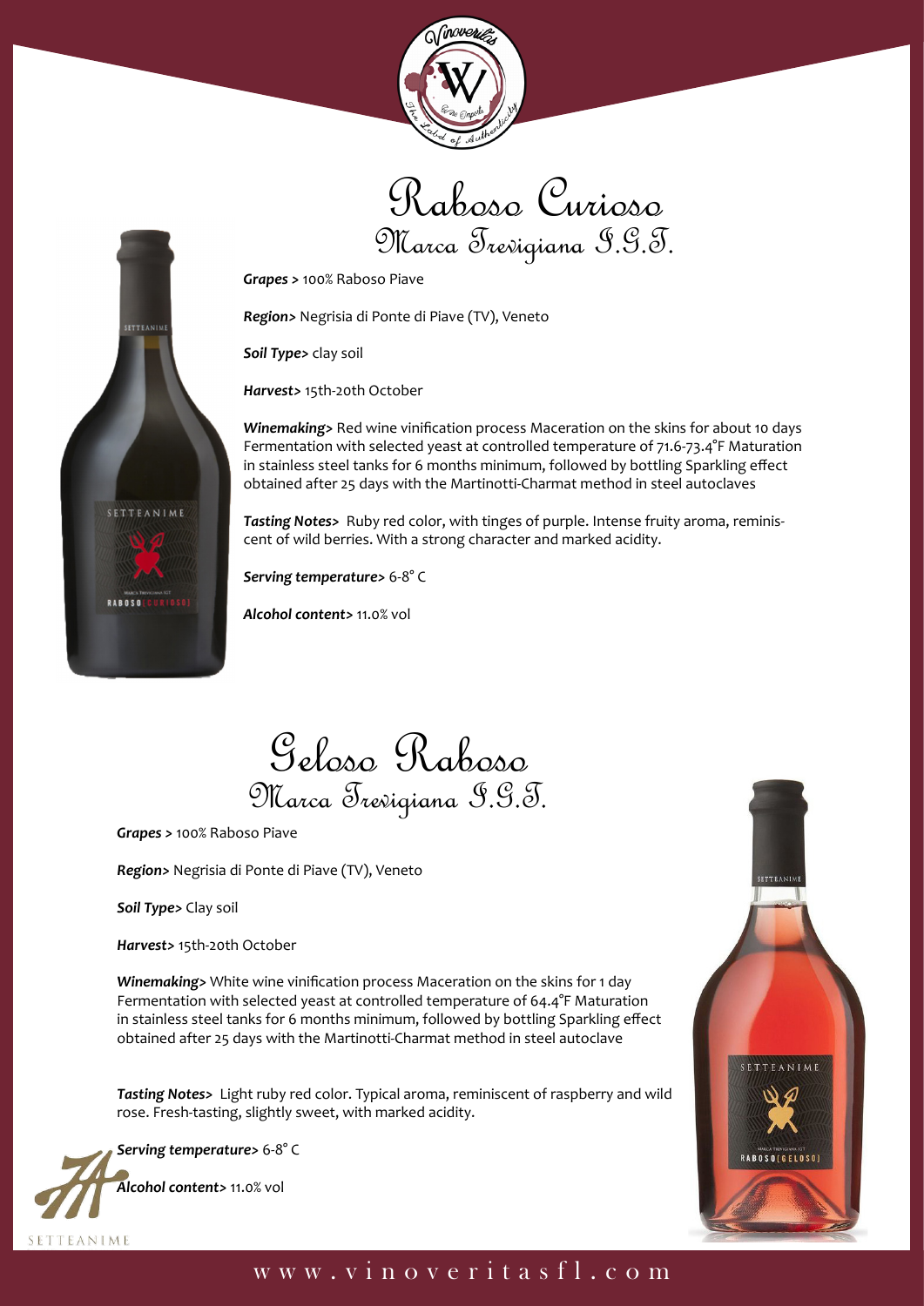# Raboso Curioso
## Marca Trevigiana I.G.T.

***Grapes >*** 100% Raboso Piave

***Region>*** Negrisia di Ponte di Piave (TV), Veneto

***Soil Type>*** clay soil

***Harvest>*** 15th-20th October

***Winemaking>*** Red wine vinification process Maceration on the skins for about 10 days Fermentation with selected yeast at controlled temperature of 71.6-73.4°F Maturation in stainless steel tanks for 6 months minimum, followed by bottling Sparkling effect obtained after 25 days with the Martinotti-Charmat method in steel autoclaves

***Tasting Notes>*** Ruby red color, with tinges of purple. Intense fruity aroma, reminiscent of wild berries. With a strong character and marked acidity.

***Serving temperature>*** 6-8° C

***Alcohol content>*** 11.0% vol

# Geloso Raboso
## Marca Trevigiana I.G.T.

***Grapes >*** 100% Raboso Piave

***Region>*** Negrisia di Ponte di Piave (TV), Veneto

***Soil Type>*** Clay soil

***Harvest>*** 15th-20th October

***Winemaking>*** White wine vinification process Maceration on the skins for 1 day Fermentation with selected yeast at controlled temperature of 64.4°F Maturation in stainless steel tanks for 6 months minimum, followed by bottling Sparkling effect obtained after 25 days with the Martinotti-Charmat method in steel autoclave

***Tasting Notes>*** Light ruby red color. Typical aroma, reminiscent of raspberry and wild rose. Fresh-tasting, slightly sweet, with marked acidity.

***Serving temperature>*** 6-8° C

***Alcohol content>*** 11.0% vol

www.vinoveritasfl.com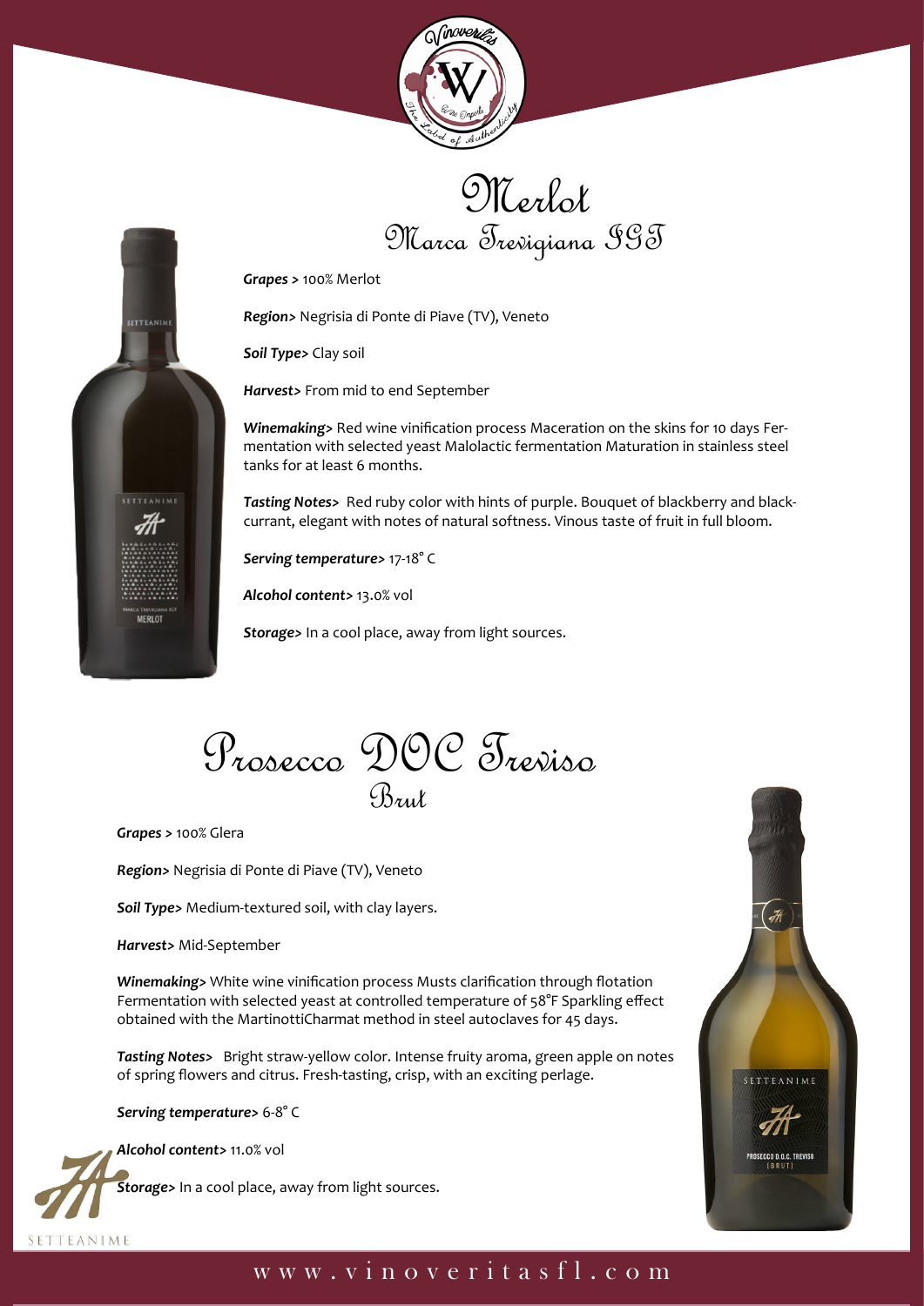# Merlot

## Marca Trevigiana IGT

***Grapes >*** 100% Merlot

***Region>*** Negrisia di Ponte di Piave (TV), Veneto

***Soil Type>*** Clay soil

***Harvest>*** From mid to end September

***Winemaking>*** Red wine vinification process Maceration on the skins for 10 days Fermentation with selected yeast Malolactic fermentation Maturation in stainless steel tanks for at least 6 months.

***Tasting Notes>*** Red ruby color with hints of purple. Bouquet of blackberry and blackcurrant, elegant with notes of natural softness. Vinous taste of fruit in full bloom.

***Serving temperature>*** 17-18° C

***Alcohol content>*** 13.0% vol

***Storage>*** In a cool place, away from light sources.

# Prosecco DOC Treviso

## Brut

***Grapes >*** 100% Glera

***Region>*** Negrisia di Ponte di Piave (TV), Veneto

***Soil Type>*** Medium-textured soil, with clay layers.

***Harvest>*** Mid-September

***Winemaking>*** White wine vinification process Musts clarification through flotation Fermentation with selected yeast at controlled temperature of 58°F Sparkling effect obtained with the MartinottiCharmat method in steel autoclaves for 45 days.

***Tasting Notes>*** Bright straw-yellow color. Intense fruity aroma, green apple on notes of spring flowers and citrus. Fresh-tasting, crisp, with an exciting perlage.

***Serving temperature>*** 6-8° C

***Alcohol content>*** 11.0% vol

***Storage>*** In a cool place, away from light sources.

SETTEANIME

www.vinoveritasfl.com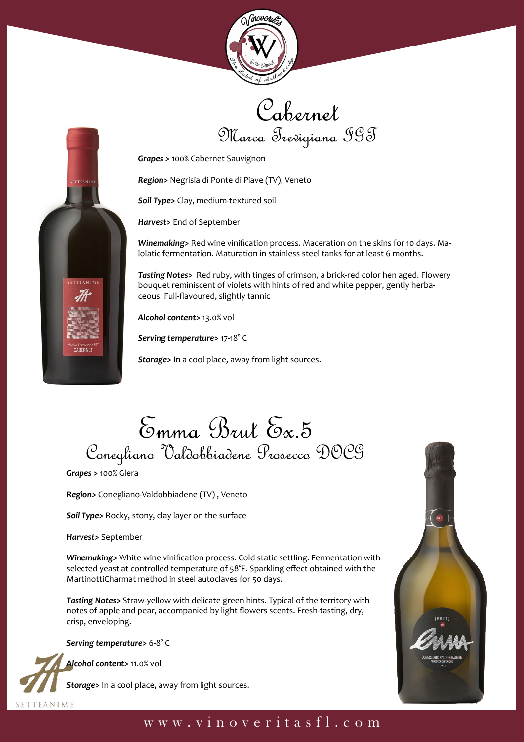# Cabernet

## Marca Trevigiana IGT

***Grapes >*** 100% Cabernet Sauvignon

***Region>*** Negrisia di Ponte di Piave (TV), Veneto

***Soil Type>*** Clay, medium-textured soil

***Harvest>*** End of September

***Winemaking>*** Red wine vinification process. Maceration on the skins for 10 days. Malolatic fermentation. Maturation in stainless steel tanks for at least 6 months.

***Tasting Notes>*** Red ruby, with tinges of crimson, a brick-red color hen aged. Flowery bouquet reminiscent of violets with hints of red and white pepper, gently herbaceous. Full-flavoured, slightly tannic

***Alcohol content>*** 13.0% vol

***Serving temperature>*** 17-18° C

***Storage>*** In a cool place, away from light sources.

# Emma Brut Ex.5

## Conegliano Valdobbiadene Prosecco DOCG

***Grapes >*** 100% Glera

***Region>*** Conegliano-Valdobbiadene (TV) , Veneto

***Soil Type>*** Rocky, stony, clay layer on the surface

***Harvest>*** September

***Winemaking>*** White wine vinification process. Cold static settling. Fermentation with selected yeast at controlled temperature of 58°F. Sparkling effect obtained with the MartinottiCharmat method in steel autoclaves for 50 days.

***Tasting Notes>*** Straw-yellow with delicate green hints. Typical of the territory with notes of apple and pear, accompanied by light flowers scents. Fresh-tasting, dry, crisp, enveloping.

***Serving temperature>*** 6-8° C

***Alcohol content>*** 11.0% vol

***Storage>*** In a cool place, away from light sources.

SETTEANIME

www.vinoveritasfl.com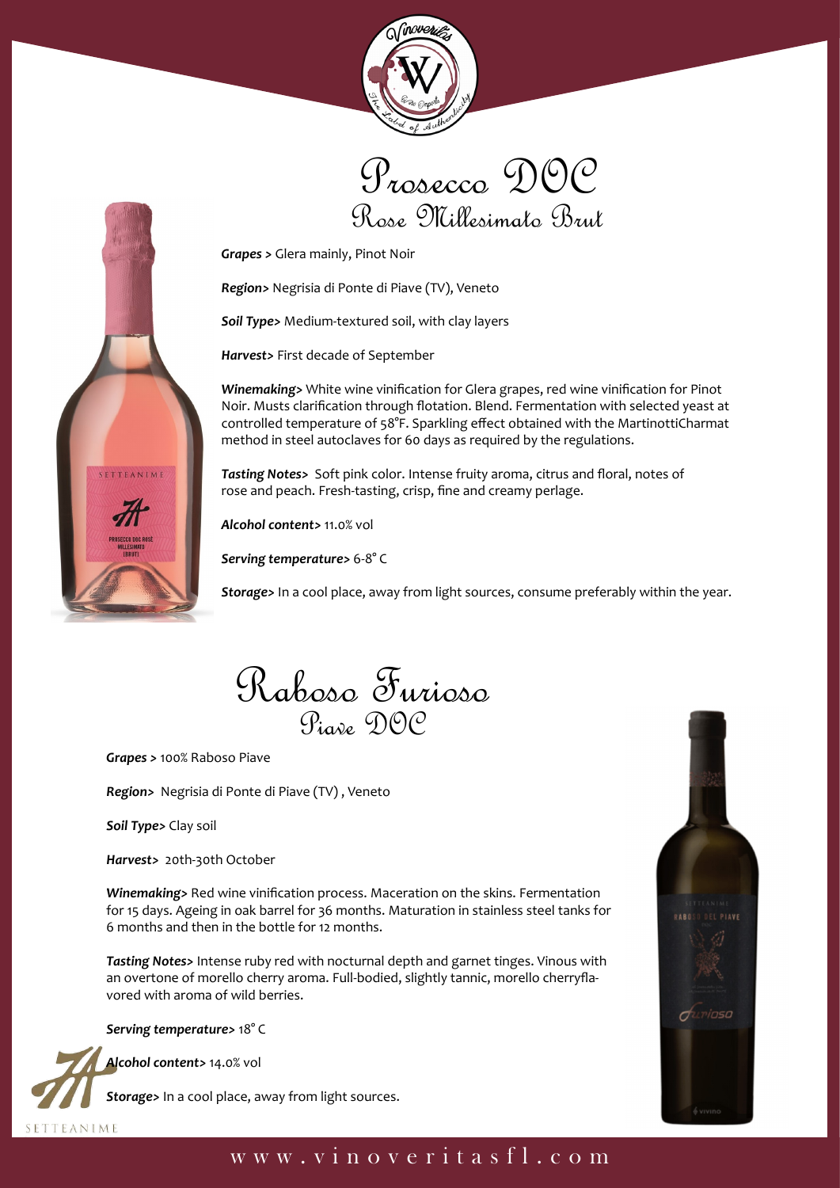# Prosecco DOC

## Rose Millesimato Brut

***Grapes >*** Glera mainly, Pinot Noir

***Region>*** Negrisia di Ponte di Piave (TV), Veneto

***Soil Type>*** Medium-textured soil, with clay layers

***Harvest>*** First decade of September

***Winemaking>*** White wine vinification for Glera grapes, red wine vinification for Pinot Noir. Musts clarification through flotation. Blend. Fermentation with selected yeast at controlled temperature of 58°F. Sparkling effect obtained with the MartinottiCharmat method in steel autoclaves for 60 days as required by the regulations.

***Tasting Notes>*** Soft pink color. Intense fruity aroma, citrus and floral, notes of rose and peach. Fresh-tasting, crisp, fine and creamy perlage.

***Alcohol content>*** 11.0% vol

***Serving temperature>*** 6-8° C

***Storage>*** In a cool place, away from light sources, consume preferably within the year.

# Raboso Furioso

## Piave DOC

***Grapes >*** 100% Raboso Piave

***Region>*** Negrisia di Ponte di Piave (TV) , Veneto

***Soil Type>*** Clay soil

***Harvest>*** 20th-30th October

***Winemaking>*** Red wine vinification process. Maceration on the skins. Fermentation for 15 days. Ageing in oak barrel for 36 months. Maturation in stainless steel tanks for 6 months and then in the bottle for 12 months.

***Tasting Notes>*** Intense ruby red with nocturnal depth and garnet tinges. Vinous with an overtone of morello cherry aroma. Full-bodied, slightly tannic, morello cherryflavored with aroma of wild berries.

***Serving temperature>*** 18° C

***Alcohol content>*** 14.0% vol

***Storage>*** In a cool place, away from light sources.

www.vinoveritasfl.com